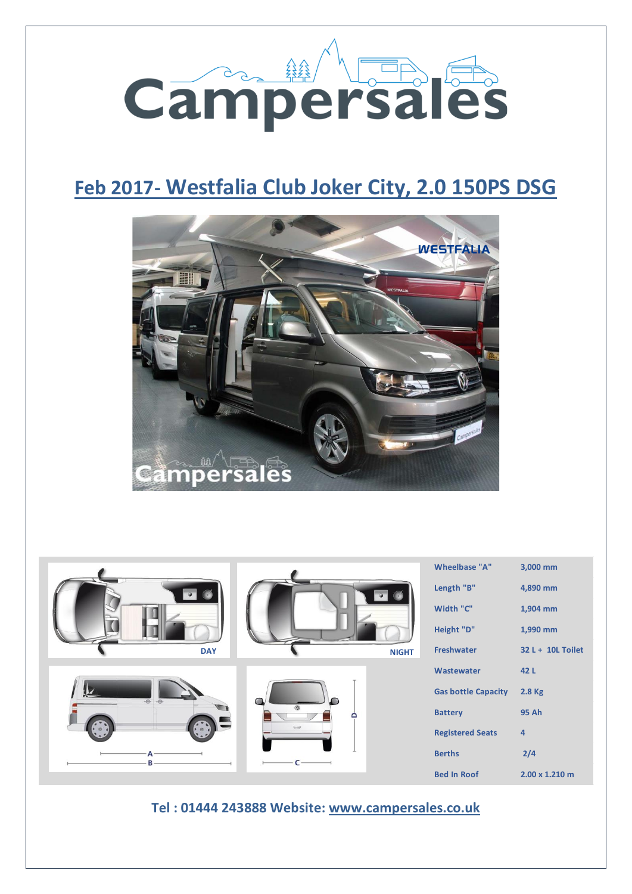# Feb 2017- Westfalia Club Joker City, 2.0 150PS DSG

| | |
|---|---|
| Wheelbase "A" | 3,000 mm |
| Length "B" | 4,890 mm |
| Width "C" | 1,904 mm |
| Height "D" | 1,990 mm |
| Freshwater | 32 L + 10L Toilet |
| Wastewater | 42 L |
| Gas bottle Capacity | 2.8 Kg |
| Battery | 95 Ah |
| Registered Seats | 4 |
| Berths | 2/4 |
| Bed In Roof | 2.00 x 1.210 m |

**Tel : 01444 243888 Website: www.campersales.co.uk**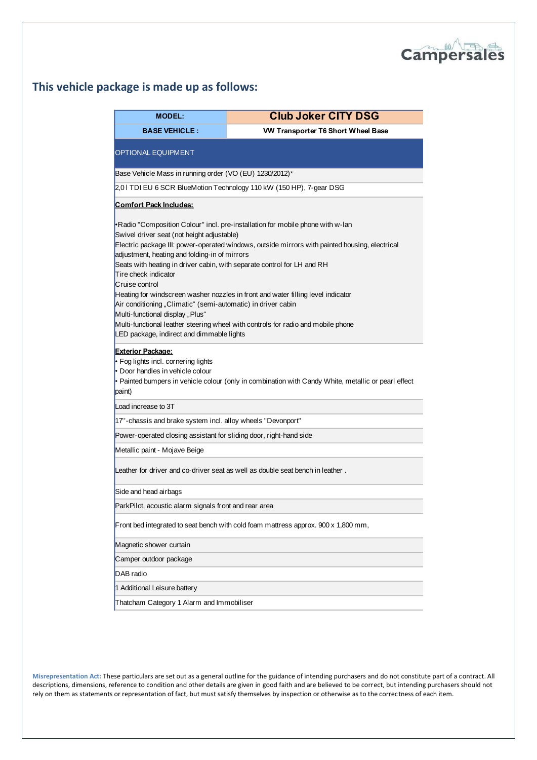## This vehicle package is made up as follows:

| MODEL: | Club Joker CITY DSG |
|---|---|
| BASE VEHICLE : | VW Transporter T6 Short Wheel Base |

| OPTIONAL EQUIPMENT |
|---|
| Base Vehicle Mass in running order (VO (EU) 1230/2012)* |
| 2,0 l TDI EU 6 SCR BlueMotion Technology 110 kW (150 HP), 7-gear DSG |
| **Comfort Pack Includes:**<br><br>•Radio "Composition Colour" incl. pre-installation for mobile phone with w-lan<br>Swivel driver seat (not height adjustable)<br>Electric package III: power-operated windows, outside mirrors with painted housing, electrical adjustment, heating and folding-in of mirrors<br>Seats with heating in driver cabin, with separate control for LH and RH<br>Tire check indicator<br>Cruise control<br>Heating for windscreen washer nozzles in front and water filling level indicator<br>Air conditioning „Climatic“ (semi-automatic) in driver cabin<br>Multi-functional display „Plus“<br>Multi-functional leather steering wheel with controls for radio and mobile phone<br>LED package, indirect and dimmable lights |
| **Exterior Package:**<br>• Fog lights incl. cornering lights<br>• Door handles in vehicle colour<br>• Painted bumpers in vehicle colour (only in combination with Candy White, metallic or pearl effect paint) |
| Load increase to 3T |
| 17''-chassis and brake system incl. alloy wheels "Devonport" |
| Power-operated closing assistant for sliding door, right-hand side |
| Metallic paint - Mojave Beige |
| Leather for driver and co-driver seat as well as double seat bench in leather . |
| Side and head airbags |
| ParkPilot, acoustic alarm signals front and rear area |
| Front bed integrated to seat bench with cold foam mattress approx. 900 x 1,800 mm, |
| Magnetic shower curtain |
| Camper outdoor package |
| DAB radio |
| 1 Additional Leisure battery |
| Thatcham Category 1 Alarm and Immobiliser |

**Misrepresentation Act:** These particulars are set out as a general outline for the guidance of intending purchasers and do not constitute part of a contract. All descriptions, dimensions, reference to condition and other details are given in good faith and are believed to be correct, but intending purchasers should not rely on them as statements or representation of fact, but must satisfy themselves by inspection or otherwise as to the correctness of each item.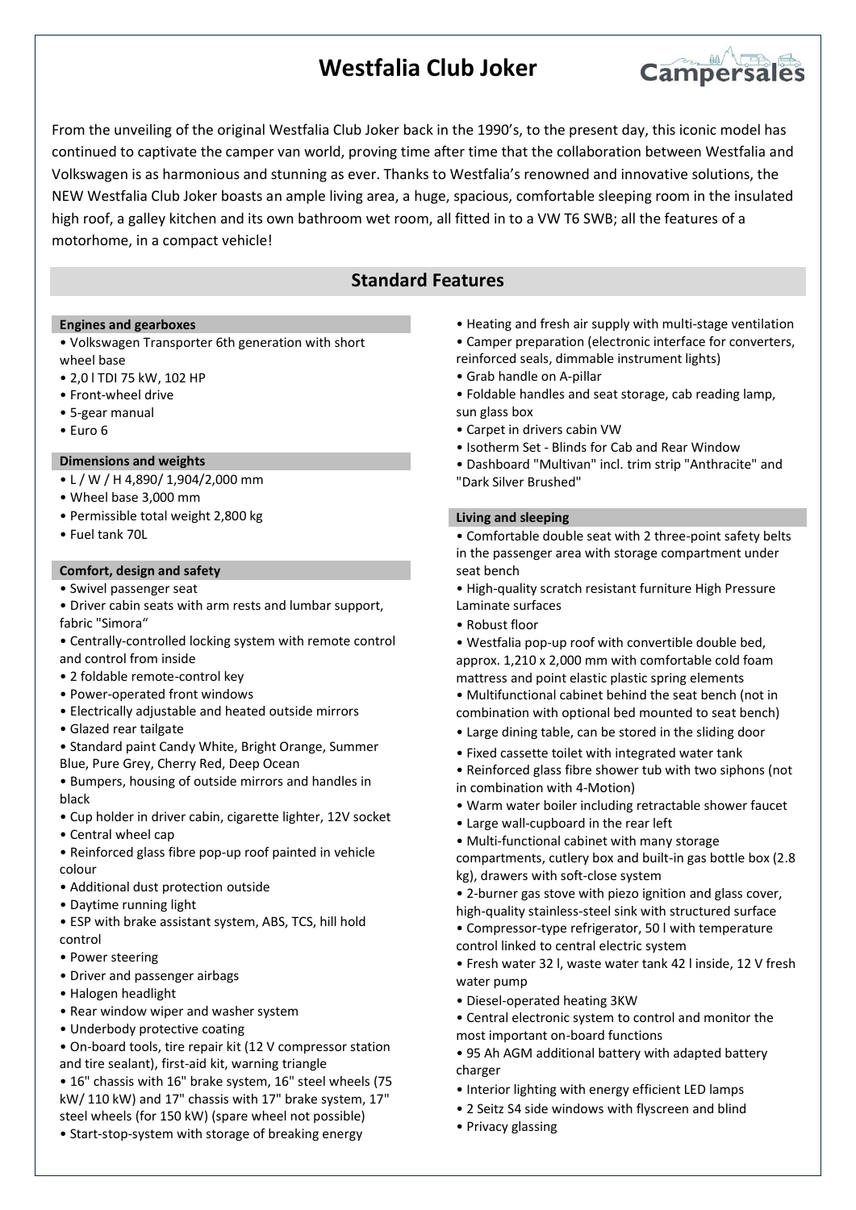# Westfalia Club Joker

From the unveiling of the original Westfalia Club Joker back in the 1990's, to the present day, this iconic model has continued to captivate the camper van world, proving time after time that the collaboration between Westfalia and Volkswagen is as harmonious and stunning as ever. Thanks to Westfalia's renowned and innovative solutions, the NEW Westfalia Club Joker boasts an ample living area, a huge, spacious, comfortable sleeping room in the insulated high roof, a galley kitchen and its own bathroom wet room, all fitted in to a VW T6 SWB; all the features of a motorhome, in a compact vehicle!

## Standard Features

### Engines and gearboxes

- Volkswagen Transporter 6th generation with short wheel base
- 2,0 l TDI 75 kW, 102 HP
- Front-wheel drive
- 5-gear manual
- Euro 6

### Dimensions and weights

- L / W / H 4,890/ 1,904/2,000 mm
- Wheel base 3,000 mm
- Permissible total weight 2,800 kg
- Fuel tank 70L

### Comfort, design and safety

- Swivel passenger seat
- Driver cabin seats with arm rests and lumbar support, fabric "Simora"
- Centrally-controlled locking system with remote control and control from inside
- 2 foldable remote-control key
- Power-operated front windows
- Electrically adjustable and heated outside mirrors
- Glazed rear tailgate
- Standard paint Candy White, Bright Orange, Summer Blue, Pure Grey, Cherry Red, Deep Ocean
- Bumpers, housing of outside mirrors and handles in black
- Cup holder in driver cabin, cigarette lighter, 12V socket
- Central wheel cap
- Reinforced glass fibre pop-up roof painted in vehicle colour
- Additional dust protection outside
- Daytime running light
- ESP with brake assistant system, ABS, TCS, hill hold control
- Power steering
- Driver and passenger airbags
- Halogen headlight
- Rear window wiper and washer system
- Underbody protective coating
- On-board tools, tire repair kit (12 V compressor station and tire sealant), first-aid kit, warning triangle
- 16" chassis with 16" brake system, 16" steel wheels (75 kW/ 110 kW) and 17" chassis with 17" brake system, 17" steel wheels (for 150 kW) (spare wheel not possible)
- Start-stop-system with storage of breaking energy
- Heating and fresh air supply with multi-stage ventilation
- Camper preparation (electronic interface for converters, reinforced seals, dimmable instrument lights)
- Grab handle on A-pillar
- Foldable handles and seat storage, cab reading lamp, sun glass box
- Carpet in drivers cabin VW
- Isotherm Set - Blinds for Cab and Rear Window
- Dashboard "Multivan" incl. trim strip "Anthracite" and "Dark Silver Brushed"

### Living and sleeping

- Comfortable double seat with 2 three-point safety belts in the passenger area with storage compartment under seat bench
- High-quality scratch resistant furniture High Pressure Laminate surfaces
- Robust floor
- Westfalia pop-up roof with convertible double bed, approx. 1,210 x 2,000 mm with comfortable cold foam mattress and point elastic plastic spring elements
- Multifunctional cabinet behind the seat bench (not in combination with optional bed mounted to seat bench)
- Large dining table, can be stored in the sliding door
- Fixed cassette toilet with integrated water tank
- Reinforced glass fibre shower tub with two siphons (not in combination with 4-Motion)
- Warm water boiler including retractable shower faucet
- Large wall-cupboard in the rear left
- Multi-functional cabinet with many storage compartments, cutlery box and built-in gas bottle box (2.8 kg), drawers with soft-close system
- 2-burner gas stove with piezo ignition and glass cover, high-quality stainless-steel sink with structured surface
- Compressor-type refrigerator, 50 l with temperature control linked to central electric system
- Fresh water 32 l, waste water tank 42 l inside, 12 V fresh water pump
- Diesel-operated heating 3KW
- Central electronic system to control and monitor the most important on-board functions
- 95 Ah AGM additional battery with adapted battery charger
- Interior lighting with energy efficient LED lamps
- 2 Seitz S4 side windows with flyscreen and blind
- Privacy glassing